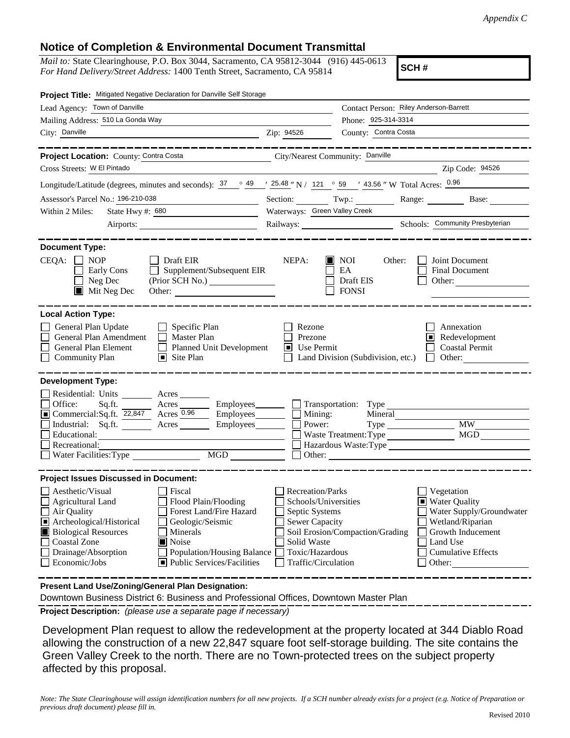*Appendix C*

## Notice of Completion & Environmental Document Transmittal

*Mail to:* State Clearinghouse, P.O. Box 3044, Sacramento, CA 95812-3044 (916) 445-0613
*For Hand Delivery/Street Address:* 1400 Tenth Street, Sacramento, CA 95814

**SCH #**

**Project Title:** Mitigated Negative Declaration for Danville Self Storage

Lead Agency: Town of Danville
Contact Person: Riley Anderson-Barrett
Mailing Address: 510 La Gonda Way
Phone: 925-314-3314
City: Danville
Zip: 94526
County: Contra Costa

---

**Project Location:** County: Contra Costa
City/Nearest Community: Danville
Cross Streets: W El Pintado
Zip Code: 94526

Longitude/Latitude (degrees, minutes and seconds): 37 ° 49 ′ 25.48 ″ N / 121 ° 59 ′ 43.56 ″ W Total Acres: 0.96

Assessor's Parcel No.: 196-210-038
Section: Twp.: Range: Base:

Within 2 Miles: State Hwy #: 680
Waterways: Green Valley Creek
Airports:
Railways:
Schools: Community Presbyterian

---

**Document Type:**

CEQA:
- [ ] NOP
- [ ] Early Cons
- [ ] Neg Dec
- [x] Mit Neg Dec
- [ ] Draft EIR
- [ ] Supplement/Subsequent EIR (Prior SCH No.)
- [ ] Other:

NEPA:
- [x] NOI
- [ ] EA
- [ ] Draft EIS
- [ ] FONSI

Other:
- [ ] Joint Document
- [ ] Final Document
- [ ] Other:

---

**Local Action Type:**

- [ ] General Plan Update
- [ ] General Plan Amendment
- [ ] General Plan Element
- [ ] Community Plan
- [ ] Specific Plan
- [ ] Master Plan
- [ ] Planned Unit Development
- [x] Site Plan
- [ ] Rezone
- [ ] Prezone
- [x] Use Permit
- [ ] Land Division (Subdivision, etc.)
- [ ] Annexation
- [x] Redevelopment
- [ ] Coastal Permit
- [ ] Other:

---

**Development Type:**

- [ ] Residential: Units Acres
- [ ] Office: Sq.ft. Acres Employees
- [x] Commercial: Sq.ft. 22,847 Acres 0.96 Employees
- [ ] Industrial: Sq.ft. Acres Employees
- [ ] Educational:
- [ ] Recreational:
- [ ] Water Facilities: Type MGD
- [ ] Transportation: Type
- [ ] Mining: Mineral
- [ ] Power: Type MW
- [ ] Waste Treatment: Type MGD
- [ ] Hazardous Waste: Type
- [ ] Other:

---

**Project Issues Discussed in Document:**

- [ ] Aesthetic/Visual
- [ ] Agricultural Land
- [ ] Air Quality
- [x] Archeological/Historical
- [x] Biological Resources
- [ ] Coastal Zone
- [ ] Drainage/Absorption
- [ ] Economic/Jobs
- [ ] Fiscal
- [ ] Flood Plain/Flooding
- [ ] Forest Land/Fire Hazard
- [ ] Geologic/Seismic
- [ ] Minerals
- [x] Noise
- [ ] Population/Housing Balance
- [x] Public Services/Facilities
- [ ] Recreation/Parks
- [ ] Schools/Universities
- [ ] Septic Systems
- [ ] Sewer Capacity
- [ ] Soil Erosion/Compaction/Grading
- [ ] Solid Waste
- [ ] Toxic/Hazardous
- [ ] Traffic/Circulation
- [ ] Vegetation
- [x] Water Quality
- [ ] Water Supply/Groundwater
- [ ] Wetland/Riparian
- [ ] Growth Inducement
- [ ] Land Use
- [ ] Cumulative Effects
- [ ] Other:

---

**Present Land Use/Zoning/General Plan Designation:**

Downtown Business District 6: Business and Professional Offices, Downtown Master Plan

**Project Description:** *(please use a separate page if necessary)*

Development Plan request to allow the redevelopment at the property located at 344 Diablo Road allowing the construction of a new 22,847 square foot self-storage building. The site contains the Green Valley Creek to the north. There are no Town-protected trees on the subject property affected by this proposal.

*Note: The State Clearinghouse will assign identification numbers for all new projects. If a SCH number already exists for a project (e.g. Notice of Preparation or previous draft document) please fill in.*

Revised 2010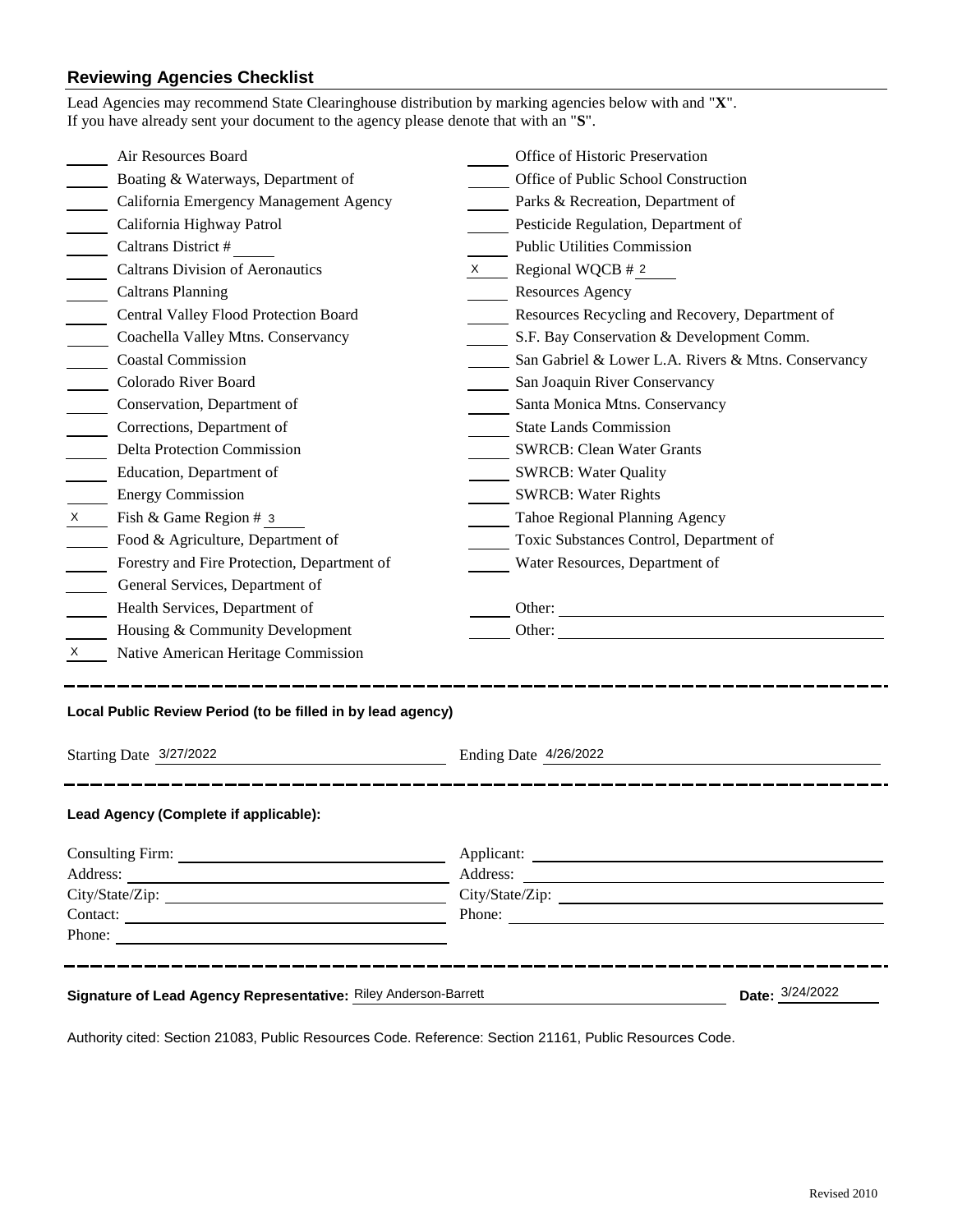## Reviewing Agencies Checklist

Lead Agencies may recommend State Clearinghouse distribution by marking agencies below with and "**X**".
If you have already sent your document to the agency please denote that with an "**S**".

| | | | |
|---|---|---|---|
| | Air Resources Board | | Office of Historic Preservation |
| | Boating & Waterways, Department of | | Office of Public School Construction |
| | California Emergency Management Agency | | Parks & Recreation, Department of |
| | California Highway Patrol | | Pesticide Regulation, Department of |
| | Caltrans District # | | Public Utilities Commission |
| | Caltrans Division of Aeronautics | X | Regional WQCB # 2 |
| | Caltrans Planning | | Resources Agency |
| | Central Valley Flood Protection Board | | Resources Recycling and Recovery, Department of |
| | Coachella Valley Mtns. Conservancy | | S.F. Bay Conservation & Development Comm. |
| | Coastal Commission | | San Gabriel & Lower L.A. Rivers & Mtns. Conservancy |
| | Colorado River Board | | San Joaquin River Conservancy |
| | Conservation, Department of | | Santa Monica Mtns. Conservancy |
| | Corrections, Department of | | State Lands Commission |
| | Delta Protection Commission | | SWRCB: Clean Water Grants |
| | Education, Department of | | SWRCB: Water Quality |
| | Energy Commission | | SWRCB: Water Rights |
| X | Fish & Game Region # 3 | | Tahoe Regional Planning Agency |
| | Food & Agriculture, Department of | | Toxic Substances Control, Department of |
| | Forestry and Fire Protection, Department of | | Water Resources, Department of |
| | General Services, Department of | | |
| | Health Services, Department of | | Other: |
| | Housing & Community Development | | Other: |
| X | Native American Heritage Commission | | |

---

**Local Public Review Period (to be filled in by lead agency)**

Starting Date 3/27/2022 Ending Date 4/26/2022

---

**Lead Agency (Complete if applicable):**

Consulting Firm:
Address:
City/State/Zip:
Contact:
Phone:

Applicant:
Address:
City/State/Zip:
Phone:

---

**Signature of Lead Agency Representative:** Riley Anderson-Barrett **Date:** 3/24/2022

Authority cited: Section 21083, Public Resources Code. Reference: Section 21161, Public Resources Code.

Revised 2010